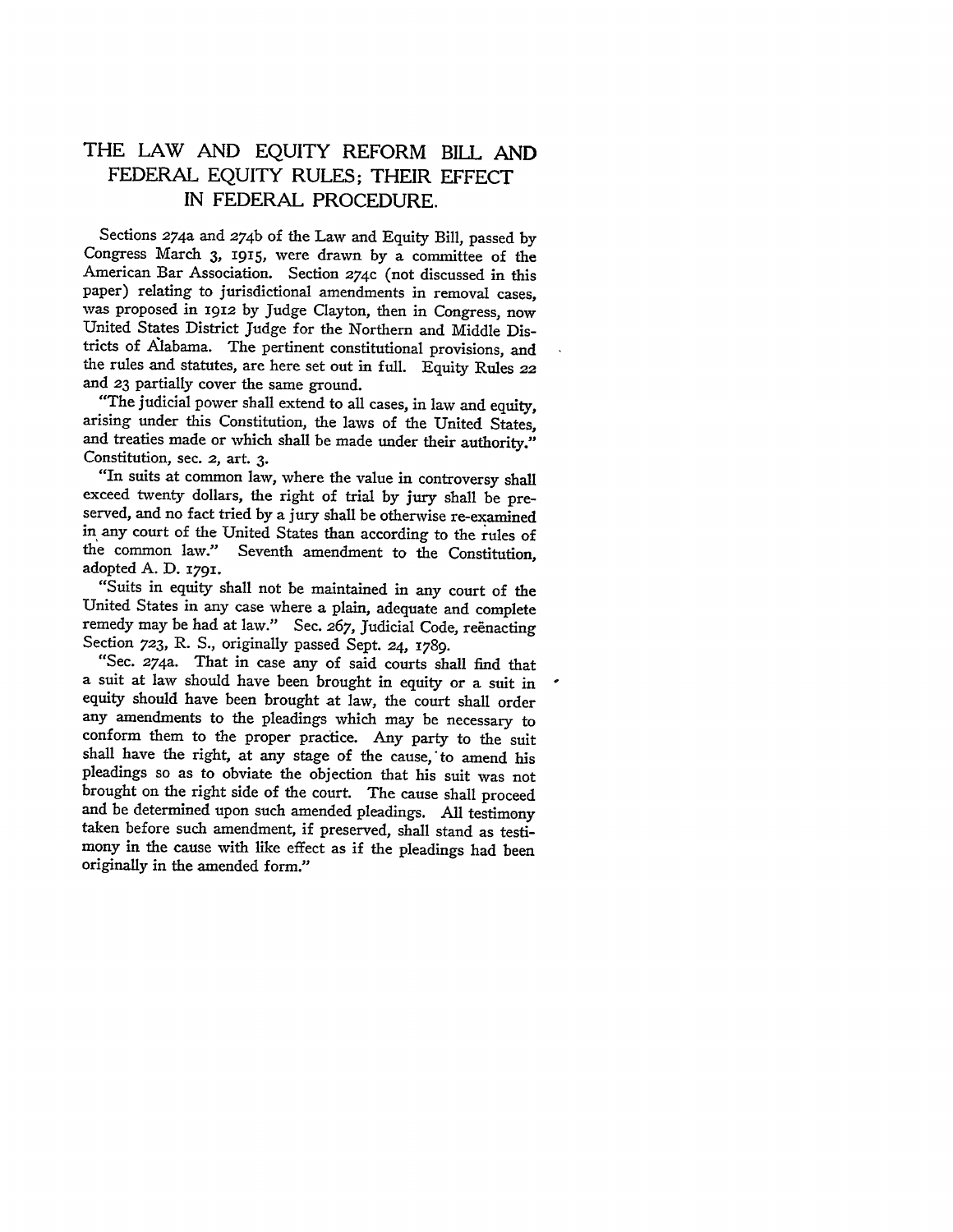# THE LAW AND EQUITY REFORM BILL AND FEDERAL EQUITY RULES; THEIR EFFECT IN FEDERAL PROCEDURE.

Sections 274a and 274b of the Law and Equity Bill, passed by Congress March 3, 1915, were drawn by a committee of the American Bar Association. Section 274c (not discussed in this paper) relating to jurisdictional amendments in removal cases, was proposed in 1912 by Judge Clayton, then in Congress, now United States District Judge for the Northern and Middle Districts of Alabama. The pertinent constitutional provisions, and the rules and statutes, are here set out in full. Equity Rules 22 and 23 partially cover the same ground.

"The judicial power shall extend to all cases, in law and equity, arising under this Constitution, the laws of the United States, and treaties made or which shall be made under their authority." Constitution, sec. 2, art. 3.

"In suits at common law, where the value in controversy shall exceed twenty dollars, the right of trial by jury shall be preserved, and no fact tried by a jury shall be otherwise re-examined in any court of the United States than according to the rules of the common law." Seventh amendment to the Constitution, adopted A. D. 1791.

"Suits in equity shall not be maintained in any court of the United States in any case where a plain, adequate and complete remedy may be had at law." Sec. 267, Judicial Code, reënacting Section 723, R. S., originally passed Sept. 24, 1789.

"Sec. 274a. That in case any of said courts shall find that a suit at law should have been brought in equity or a suit in equity should have been brought at law, the court shall order any amendments to the pleadings which may be necessary to conform them to the proper practice. Any party to the suit shall have the right, at any stage of the cause, to amend his pleadings so as to obviate the objection that his suit was not brought on the right side of the court. The cause shall proceed and be determined upon such amended pleadings. All testimony taken before such amendment, if preserved, shall stand as testimony in the cause with like effect as if the pleadings had been originally in the amended form."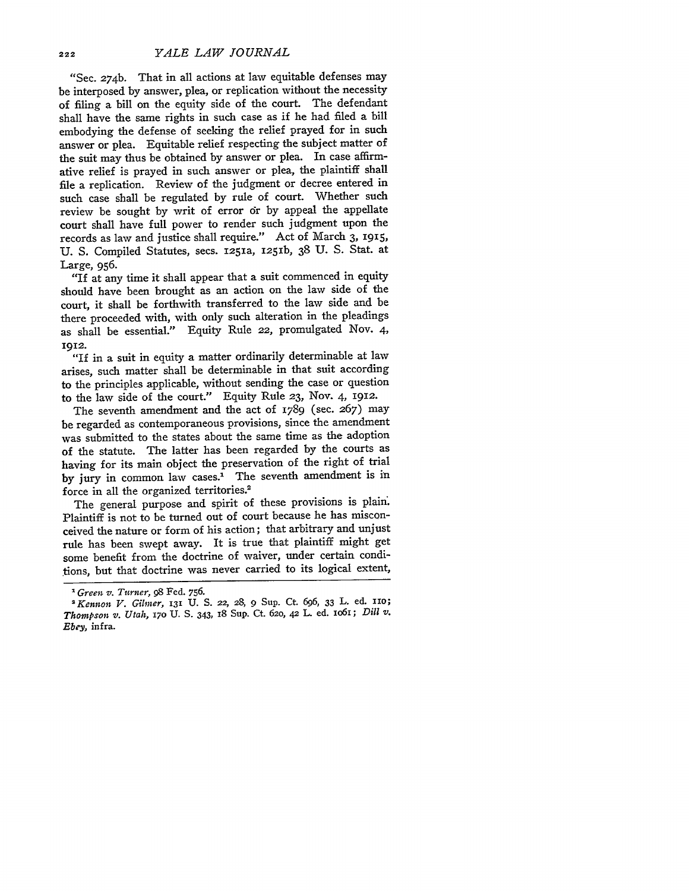"Sec. 274b. That in all actions at law equitable defenses may be interposed by answer, plea, or replication without the necessity of filing a bill on the equity side of the court. The defendant shall have the same rights in such case as if he had filed a bill embodying the defense of seeking the relief prayed for in such answer or plea. Equitable relief respecting the subject matter of the suit may thus be obtained by answer or plea. In case affirmative relief is prayed in such answer or plea, the plaintiff shall file a replication. Review of the judgment or decree entered in such case shall be regulated by rule of court. Whether such review be sought by writ of error or by appeal the appellate court shall have full power to render such judgment upon the records as law and justice shall require." Act of March 3, 1915, U. S. Compiled Statutes, secs. 1251a, 1251b, 38 U. S. Stat. at Large, 956.

"If at any time it shall appear that a suit commenced in equity should have been brought as an action on the law side of the court, it shall be forthwith transferred to the law side and be there proceeded with, with only such alteration in the pleadings as shall be essential." Equity Rule 22, promulgated Nov. 4, 1912.

"If in a suit in equity a matter ordinarily determinable at law arises, such matter shall be determinable in that suit according to the principles applicable, without sending the case or question to the law side of the court." Equity Rule 23, Nov. 4, 1912.

The seventh amendment and the act of 1789 (sec. 267) may be regarded as contemporaneous provisions, since the amendment was submitted to the states about the same time as the adoption of the statute. The latter has been regarded by the courts as having for its main object the preservation of the right of trial by jury in common law cases.[1] The seventh amendment is in force in all the organized territories.[2]

The general purpose and spirit of these provisions is plain. Plaintiff is not to be turned out of court because he has misconceived the nature or form of his action; that arbitrary and unjust rule has been swept away. It is true that plaintiff might get some benefit from the doctrine of waiver, under certain conditions, but that doctrine was never carried to its logical extent,

---

[1] *Green v. Turner*, 98 Fed. 756.

[2] *Kennon V. Gilmer*, 131 U. S. 22, 28, 9 Sup. Ct. 696, 33 L. ed. 110; *Thompson v. Utah*, 170 U. S. 343, 18 Sup. Ct. 620, 42 L. ed. 1061; *Dill v. Ebey*, infra.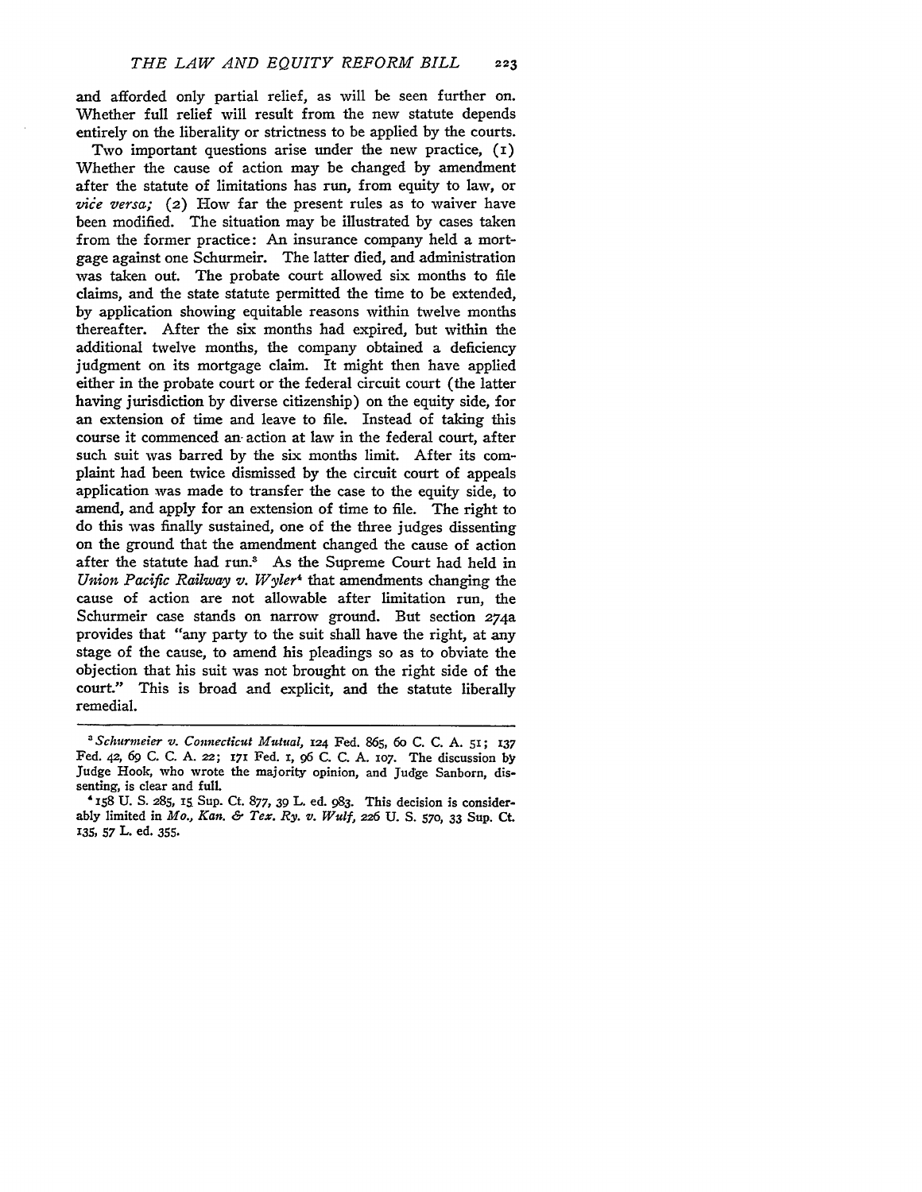and afforded only partial relief, as will be seen further on. Whether full relief will result from the new statute depends entirely on the liberality or strictness to be applied by the courts.

Two important questions arise under the new practice, (1) Whether the cause of action may be changed by amendment after the statute of limitations has run, from equity to law, or *vice versa;* (2) How far the present rules as to waiver have been modified. The situation may be illustrated by cases taken from the former practice: An insurance company held a mortgage against one Schurmeir. The latter died, and administration was taken out. The probate court allowed six months to file claims, and the state statute permitted the time to be extended, by application showing equitable reasons within twelve months thereafter. After the six months had expired, but within the additional twelve months, the company obtained a deficiency judgment on its mortgage claim. It might then have applied either in the probate court or the federal circuit court (the latter having jurisdiction by diverse citizenship) on the equity side, for an extension of time and leave to file. Instead of taking this course it commenced an action at law in the federal court, after such suit was barred by the six months limit. After its complaint had been twice dismissed by the circuit court of appeals application was made to transfer the case to the equity side, to amend, and apply for an extension of time to file. The right to do this was finally sustained, one of the three judges dissenting on the ground that the amendment changed the cause of action after the statute had run.[3] As the Supreme Court had held in *Union Pacific Railway v. Wyler*[4] that amendments changing the cause of action are not allowable after limitation run, the Schurmeir case stands on narrow ground. But section 274a provides that "any party to the suit shall have the right, at any stage of the cause, to amend his pleadings so as to obviate the objection that his suit was not brought on the right side of the court." This is broad and explicit, and the statute liberally remedial.

---

[3] *Schurmeier v. Connecticut Mutual,* 124 Fed. 865, 60 C. C. A. 51; 137 Fed. 42, 69 C. C. A. 22; 171 Fed. 1, 96 C. C. A. 107. The discussion by Judge Hook, who wrote the majority opinion, and Judge Sanborn, dissenting, is clear and full.

[4] 158 U. S. 285, 15 Sup. Ct. 877, 39 L. ed. 983. This decision is considerably limited in *Mo., Kan. & Tex. Ry. v. Wulf,* 226 U. S. 570, 33 Sup. Ct. 135, 57 L. ed. 355.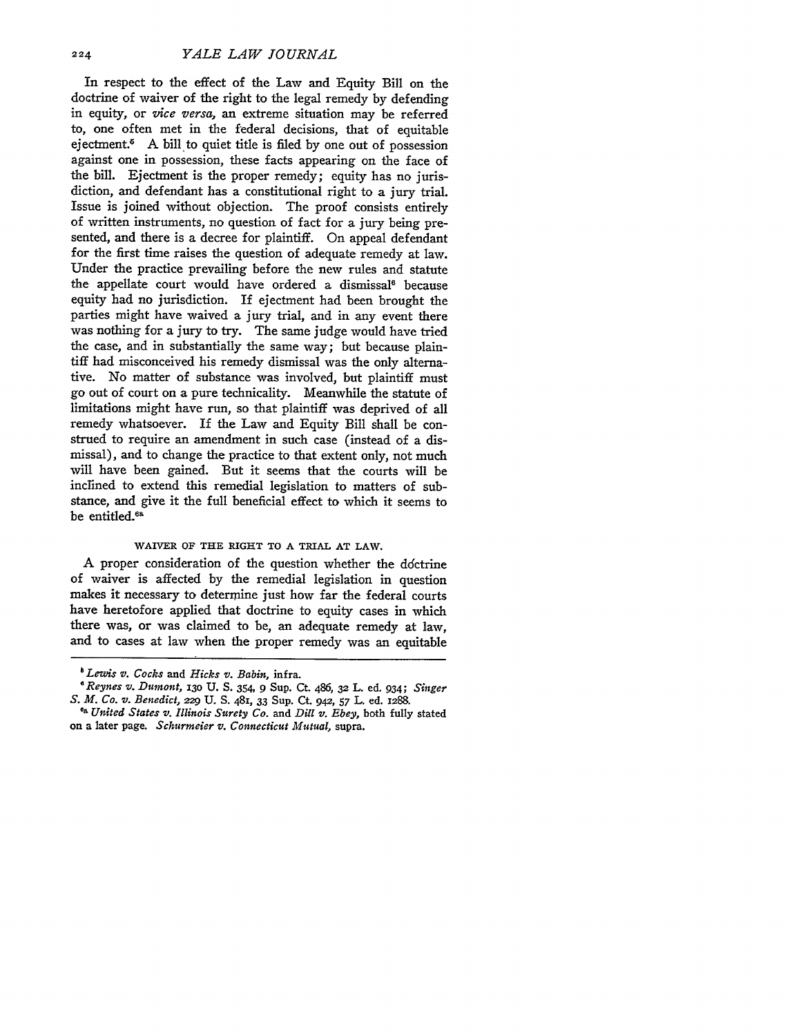In respect to the effect of the Law and Equity Bill on the doctrine of waiver of the right to the legal remedy by defending in equity, or *vice versa*, an extreme situation may be referred to, one often met in the federal decisions, that of equitable ejectment.[5] A bill to quiet title is filed by one out of possession against one in possession, these facts appearing on the face of the bill. Ejectment is the proper remedy; equity has no jurisdiction, and defendant has a constitutional right to a jury trial. Issue is joined without objection. The proof consists entirely of written instruments, no question of fact for a jury being presented, and there is a decree for plaintiff. On appeal defendant for the first time raises the question of adequate remedy at law. Under the practice prevailing before the new rules and statute the appellate court would have ordered a dismissal[6] because equity had no jurisdiction. If ejectment had been brought the parties might have waived a jury trial, and in any event there was nothing for a jury to try. The same judge would have tried the case, and in substantially the same way; but because plaintiff had misconceived his remedy dismissal was the only alternative. No matter of substance was involved, but plaintiff must go out of court on a pure technicality. Meanwhile the statute of limitations might have run, so that plaintiff was deprived of all remedy whatsoever. If the Law and Equity Bill shall be construed to require an amendment in such case (instead of a dismissal), and to change the practice to that extent only, not much will have been gained. But it seems that the courts will be inclined to extend this remedial legislation to matters of substance, and give it the full beneficial effect to which it seems to be entitled.[6a]

## WAIVER OF THE RIGHT TO A TRIAL AT LAW.

A proper consideration of the question whether the doctrine of waiver is affected by the remedial legislation in question makes it necessary to determine just how far the federal courts have heretofore applied that doctrine to equity cases in which there was, or was claimed to be, an adequate remedy at law, and to cases at law when the proper remedy was an equitable

---

[5] *Lewis v. Cocks* and *Hicks v. Babin*, infra.

[6] *Reynes v. Dumont*, 130 U. S. 354, 9 Sup. Ct. 486, 32 L. ed. 934; *Singer S. M. Co. v. Benedict*, 229 U. S. 481, 33 Sup. Ct. 942, 57 L. ed. 1288.

[6a] *United States v. Illinois Surety Co.* and *Dill v. Ebey*, both fully stated on a later page. *Schurmeier v. Connecticut Mutual*, supra.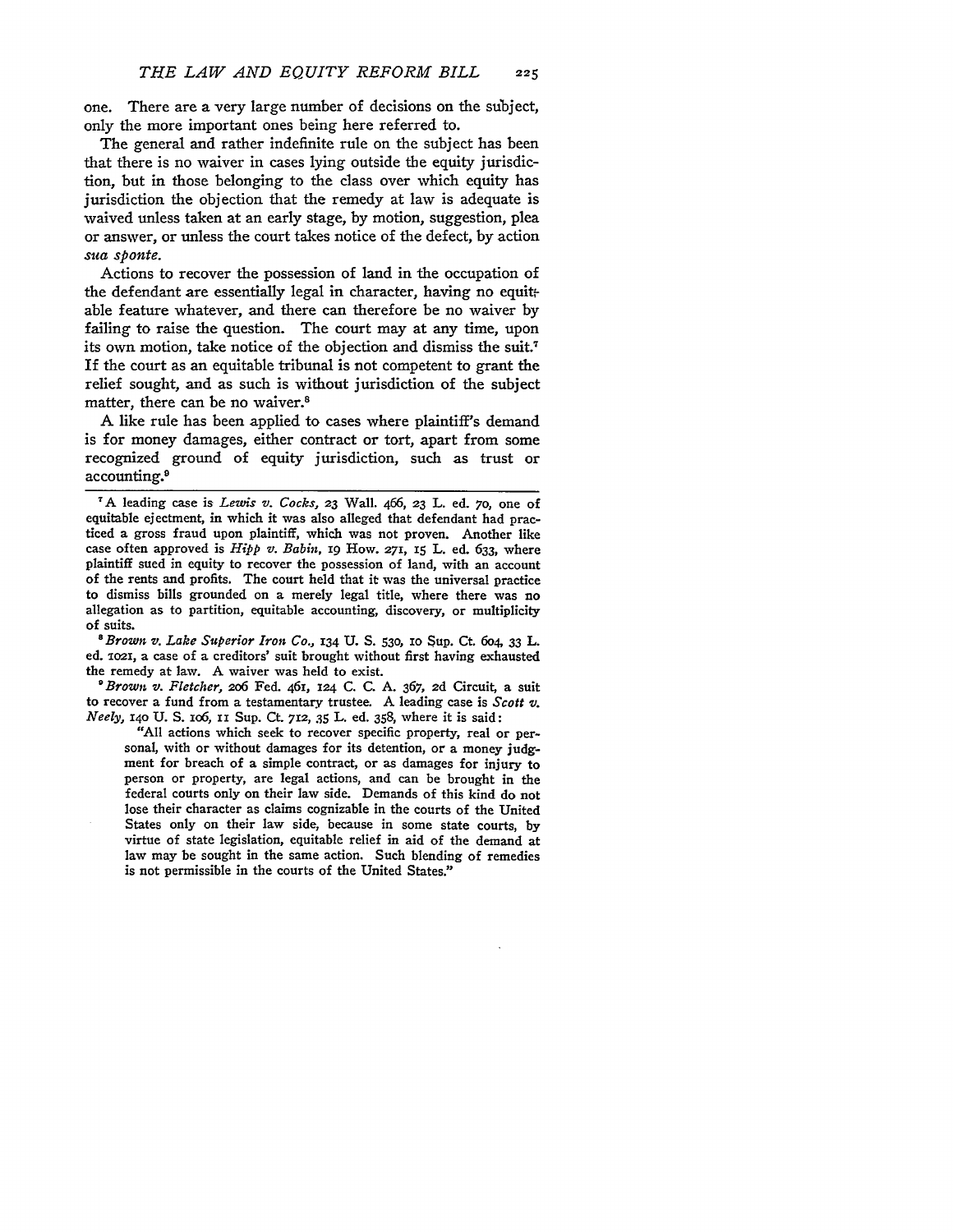one. There are a very large number of decisions on the subject, only the more important ones being here referred to.

The general and rather indefinite rule on the subject has been that there is no waiver in cases lying outside the equity jurisdiction, but in those belonging to the class over which equity has jurisdiction the objection that the remedy at law is adequate is waived unless taken at an early stage, by motion, suggestion, plea or answer, or unless the court takes notice of the defect, by action *sua sponte*.

Actions to recover the possession of land in the occupation of the defendant are essentially legal in character, having no equitable feature whatever, and there can therefore be no waiver by failing to raise the question. The court may at any time, upon its own motion, take notice of the objection and dismiss the suit.[7] If the court as an equitable tribunal is not competent to grant the relief sought, and as such is without jurisdiction of the subject matter, there can be no waiver.[8]

A like rule has been applied to cases where plaintiff's demand is for money damages, either contract or tort, apart from some recognized ground of equity jurisdiction, such as trust or accounting.[9]

---

[7] A leading case is *Lewis v. Cocks*, 23 Wall. 466, 23 L. ed. 70, one of equitable ejectment, in which it was also alleged that defendant had practiced a gross fraud upon plaintiff, which was not proven. Another like case often approved is *Hipp v. Babin*, 19 How. 271, 15 L. ed. 633, where plaintiff sued in equity to recover the possession of land, with an account of the rents and profits. The court held that it was the universal practice to dismiss bills grounded on a merely legal title, where there was no allegation as to partition, equitable accounting, discovery, or multiplicity of suits.

[8] *Brown v. Lake Superior Iron Co.*, 134 U. S. 530, 10 Sup. Ct. 604, 33 L. ed. 1021, a case of a creditors' suit brought without first having exhausted the remedy at law. A waiver was held to exist.

[9] *Brown v. Fletcher*, 206 Fed. 461, 124 C. C. A. 367, 2d Circuit, a suit to recover a fund from a testamentary trustee. A leading case is *Scott v. Neely*, 140 U. S. 106, 11 Sup. Ct. 712, 35 L. ed. 358, where it is said:

> "All actions which seek to recover specific property, real or personal, with or without damages for its detention, or a money judgment for breach of a simple contract, or as damages for injury to person or property, are legal actions, and can be brought in the federal courts only on their law side. Demands of this kind do not lose their character as claims cognizable in the courts of the United States only on their law side, because in some state courts, by virtue of state legislation, equitable relief in aid of the demand at law may be sought in the same action. Such blending of remedies is not permissible in the courts of the United States."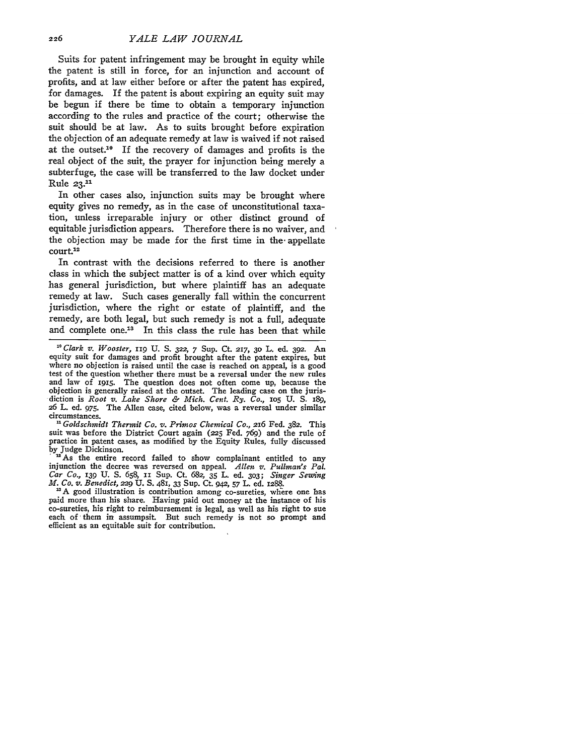Suits for patent infringement may be brought in equity while the patent is still in force, for an injunction and account of profits, and at law either before or after the patent has expired, for damages. If the patent is about expiring an equity suit may be begun if there be time to obtain a temporary injunction according to the rules and practice of the court; otherwise the suit should be at law. As to suits brought before expiration the objection of an adequate remedy at law is waived if not raised at the outset.[10] If the recovery of damages and profits is the real object of the suit, the prayer for injunction being merely a subterfuge, the case will be transferred to the law docket under Rule 23.[11]

In other cases also, injunction suits may be brought where equity gives no remedy, as in the case of unconstitutional taxation, unless irreparable injury or other distinct ground of equitable jurisdiction appears. Therefore there is no waiver, and the objection may be made for the first time in the appellate court.[12]

In contrast with the decisions referred to there is another class in which the subject matter is of a kind over which equity has general jurisdiction, but where plaintiff has an adequate remedy at law. Such cases generally fall within the concurrent jurisdiction, where the right or estate of plaintiff, and the remedy, are both legal, but such remedy is not a full, adequate and complete one.[13] In this class the rule has been that while

---

[10] *Clark v. Wooster*, 119 U. S. 322, 7 Sup. Ct. 217, 30 L. ed. 392. An equity suit for damages and profit brought after the patent expires, but where no objection is raised until the case is reached on appeal, is a good test of the question whether there must be a reversal under the new rules and law of 1915. The question does not often come up, because the objection is generally raised at the outset. The leading case on the jurisdiction is *Root v. Lake Shore & Mich. Cent. Ry. Co.*, 105 U. S. 189, 26 L. ed. 975. The Allen case, cited below, was a reversal under similar circumstances.

[11] *Goldschmidt Thermit Co. v. Primos Chemical Co.*, 216 Fed. 382. This suit was before the District Court again (225 Fed. 769) and the rule of practice in patent cases, as modified by the Equity Rules, fully discussed by Judge Dickinson.

[12] As the entire record failed to show complainant entitled to any injunction the decree was reversed on appeal. *Allen v. Pullman's Pal. Car Co.*, 139 U. S. 658, 11 Sup. Ct. 682, 35 L. ed. 303; *Singer Sewing M. Co. v. Benedict*, 229 U. S. 481, 33 Sup. Ct. 942, 57 L. ed. 1288.

[13] A good illustration is contribution among co-sureties, where one has paid more than his share. Having paid out money at the instance of his co-sureties, his right to reimbursement is legal, as well as his right to sue each of them in assumpsit. But such remedy is not so prompt and efficient as an equitable suit for contribution.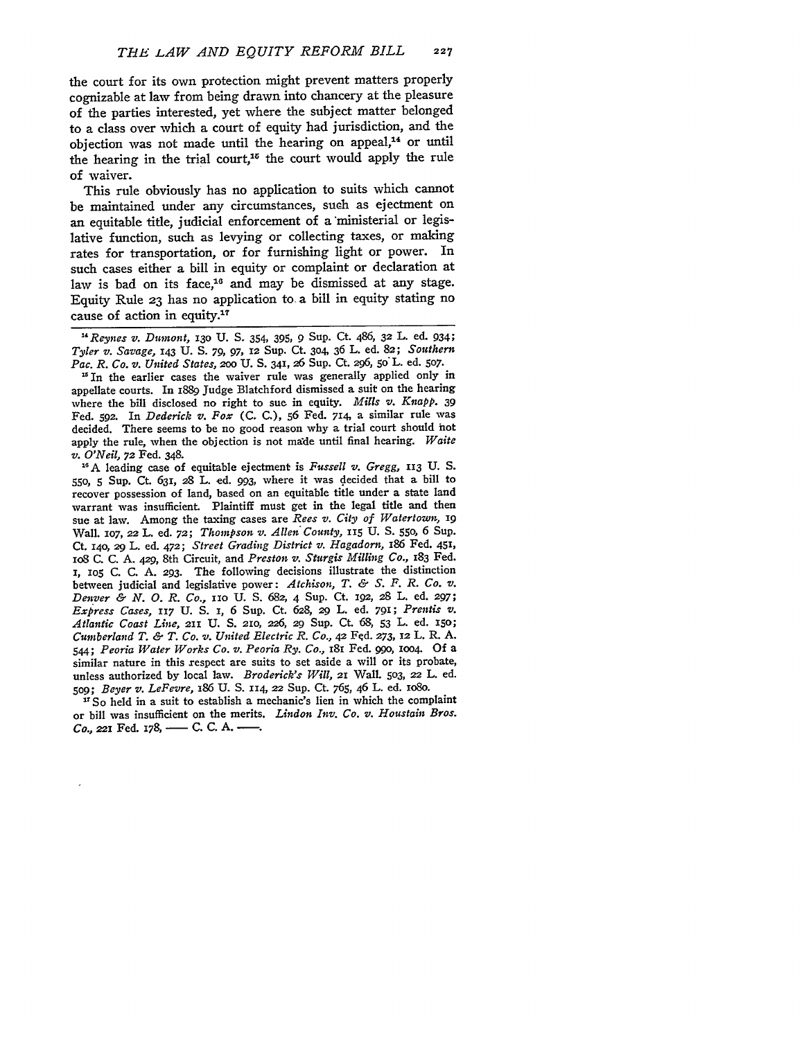the court for its own protection might prevent matters properly cognizable at law from being drawn into chancery at the pleasure of the parties interested, yet where the subject matter belonged to a class over which a court of equity had jurisdiction, and the objection was not made until the hearing on appeal,[14] or until the hearing in the trial court,[15] the court would apply the rule of waiver.

This rule obviously has no application to suits which cannot be maintained under any circumstances, such as ejectment on an equitable title, judicial enforcement of a ministerial or legislative function, such as levying or collecting taxes, or making rates for transportation, or for furnishing light or power. In such cases either a bill in equity or complaint or declaration at law is bad on its face,[16] and may be dismissed at any stage. Equity Rule 23 has no application to a bill in equity stating no cause of action in equity.[17]

---

[14] *Reynes v. Dumont*, 130 U. S. 354, 395, 9 Sup. Ct. 486, 32 L. ed. 934; *Tyler v. Savage*, 143 U. S. 79, 97, 12 Sup. Ct. 304, 36 L. ed. 82; *Southern Pac. R. Co. v. United States*, 200 U. S. 341, 26 Sup. Ct. 296, 50 L. ed. 507.

[15] In the earlier cases the waiver rule was generally applied only in appellate courts. In 1889 Judge Blatchford dismissed a suit on the hearing where the bill disclosed no right to sue in equity. *Mills v. Knapp*. 39 Fed. 592. In *Dederick v. Fox* (C. C.), 56 Fed. 714, a similar rule was decided. There seems to be no good reason why a trial court should not apply the rule, when the objection is not made until final hearing. *Waite v. O'Neil*, 72 Fed. 348.

[16] A leading case of equitable ejectment is *Fussell v. Gregg*, 113 U. S. 550, 5 Sup. Ct. 631, 28 L. ed. 993, where it was decided that a bill to recover possession of land, based on an equitable title under a state land warrant was insufficient. Plaintiff must get in the legal title and then sue at law. Among the taxing cases are *Rees v. City of Watertown*, 19 Wall. 107, 22 L. ed. 72; *Thompson v. Allen County*, 115 U. S. 550, 6 Sup. Ct. 140, 29 L. ed. 472; *Street Grading District v. Hagadorn*, 186 Fed. 451, 108 C. C. A. 429, 8th Circuit, and *Preston v. Sturgis Milling Co.*, 183 Fed. 1, 105 C. C. A. 293. The following decisions illustrate the distinction between judicial and legislative power: *Atchison, T. & S. F. R. Co. v. Denver & N. O. R. Co.*, 110 U. S. 682, 4 Sup. Ct. 192, 28 L. ed. 297; *Express Cases*, 117 U. S. 1, 6 Sup. Ct. 628, 29 L. ed. 791; *Prentis v. Atlantic Coast Line*, 211 U. S. 210, 226, 29 Sup. Ct. 68, 53 L. ed. 150; *Cumberland T. & T. Co. v. United Electric R. Co.*, 42 Fed. 273, 12 L. R. A. 544; *Peoria Water Works Co. v. Peoria Ry. Co.*, 181 Fed. 990, 1004. Of a similar nature in this respect are suits to set aside a will or its probate, unless authorized by local law. *Broderick's Will*, 21 Wall. 503, 22 L. ed. 509; *Beyer v. LeFevre*, 186 U. S. 114, 22 Sup. Ct. 765, 46 L. ed. 1080.

[17] So held in a suit to establish a mechanic's lien in which the complaint or bill was insufficient on the merits. *Lindon Inv. Co. v. Houstain Bros. Co.*, 221 Fed. 178, —— C. C. A. ——.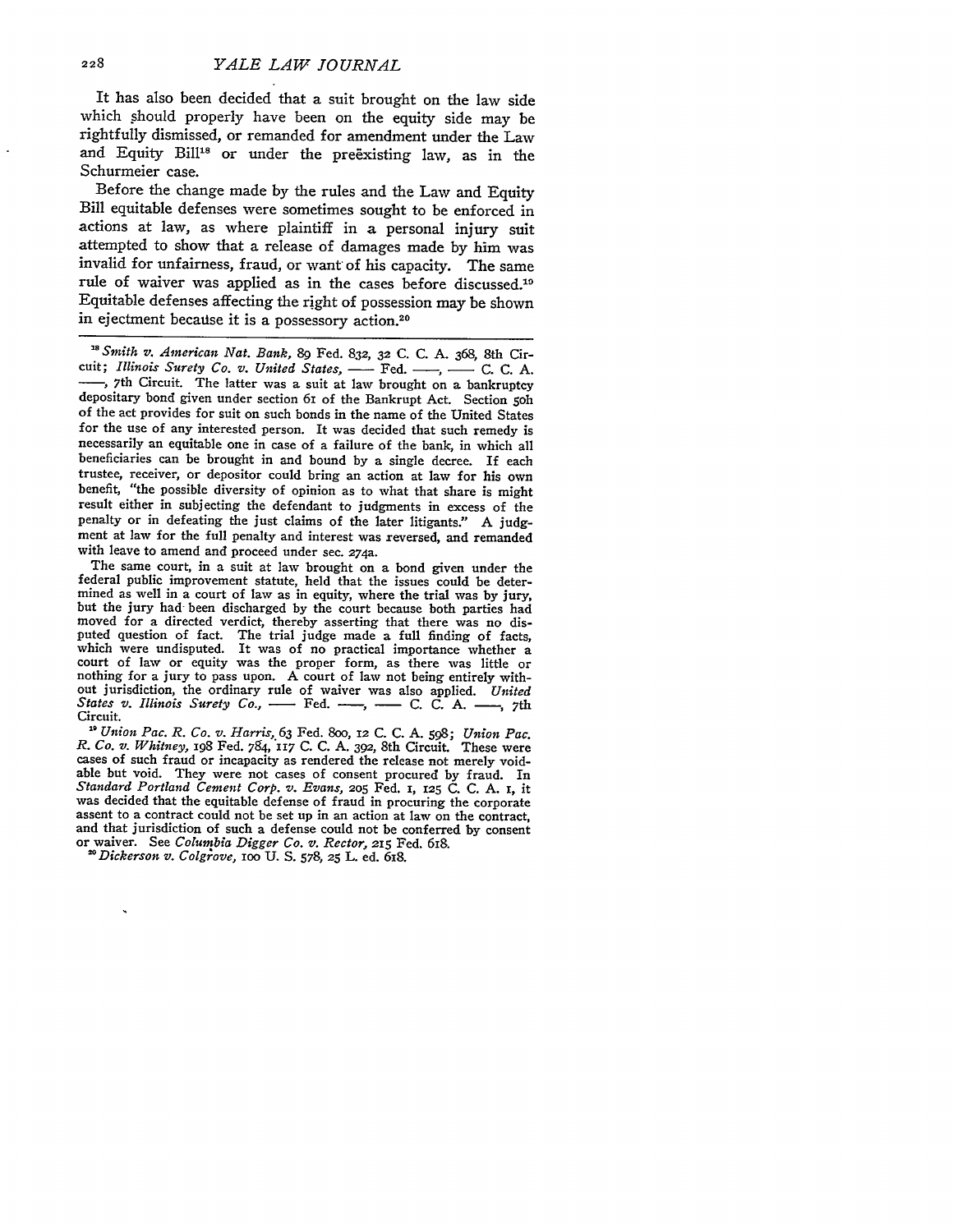It has also been decided that a suit brought on the law side which should properly have been on the equity side may be rightfully dismissed, or remanded for amendment under the Law and Equity Bill[18] or under the preëxisting law, as in the Schurmeier case.

Before the change made by the rules and the Law and Equity Bill equitable defenses were sometimes sought to be enforced in actions at law, as where plaintiff in a personal injury suit attempted to show that a release of damages made by him was invalid for unfairness, fraud, or want of his capacity. The same rule of waiver was applied as in the cases before discussed.[19] Equitable defenses affecting the right of possession may be shown in ejectment because it is a possessory action.[20]

---

[18] *Smith v. American Nat. Bank*, 89 Fed. 832, 32 C. C. A. 368, 8th Circuit; *Illinois Surety Co. v. United States*, —— Fed. ——, —— C. C. A. ——, 7th Circuit. The latter was a suit at law brought on a bankruptcy depositary bond given under section 61 of the Bankrupt Act. Section 50h of the act provides for suit on such bonds in the name of the United States for the use of any interested person. It was decided that such remedy is necessarily an equitable one in case of a failure of the bank, in which all beneficiaries can be brought in and bound by a single decree. If each trustee, receiver, or depositor could bring an action at law for his own benefit, "the possible diversity of opinion as to what that share is might result either in subjecting the defendant to judgments in excess of the penalty or in defeating the just claims of the later litigants." A judgment at law for the full penalty and interest was reversed, and remanded with leave to amend and proceed under sec. 274a.

The same court, in a suit at law brought on a bond given under the federal public improvement statute, held that the issues could be determined as well in a court of law as in equity, where the trial was by jury, but the jury had been discharged by the court because both parties had moved for a directed verdict, thereby asserting that there was no disputed question of fact. The trial judge made a full finding of facts, which were undisputed. It was of no practical importance whether a court of law or equity was the proper form, as there was little or nothing for a jury to pass upon. A court of law not being entirely without jurisdiction, the ordinary rule of waiver was also applied. *United States v. Illinois Surety Co.*, —— Fed. ——, —— C. C. A. ——, 7th Circuit.

[19] *Union Pac. R. Co. v. Harris*, 63 Fed. 800, 12 C. C. A. 598; *Union Pac. R. Co. v. Whitney*, 198 Fed. 784, 117 C. C. A. 392, 8th Circuit. These were cases of such fraud or incapacity as rendered the release not merely voidable but void. They were not cases of consent procured by fraud. In *Standard Portland Cement Corp. v. Evans*, 205 Fed. 1, 125 C. C. A. 1, it was decided that the equitable defense of fraud in procuring the corporate assent to a contract could not be set up in an action at law on the contract, and that jurisdiction of such a defense could not be conferred by consent or waiver. See *Columbia Digger Co. v. Rector*, 215 Fed. 618.

[20] *Dickerson v. Colgrove*, 100 U. S. 578, 25 L. ed. 618.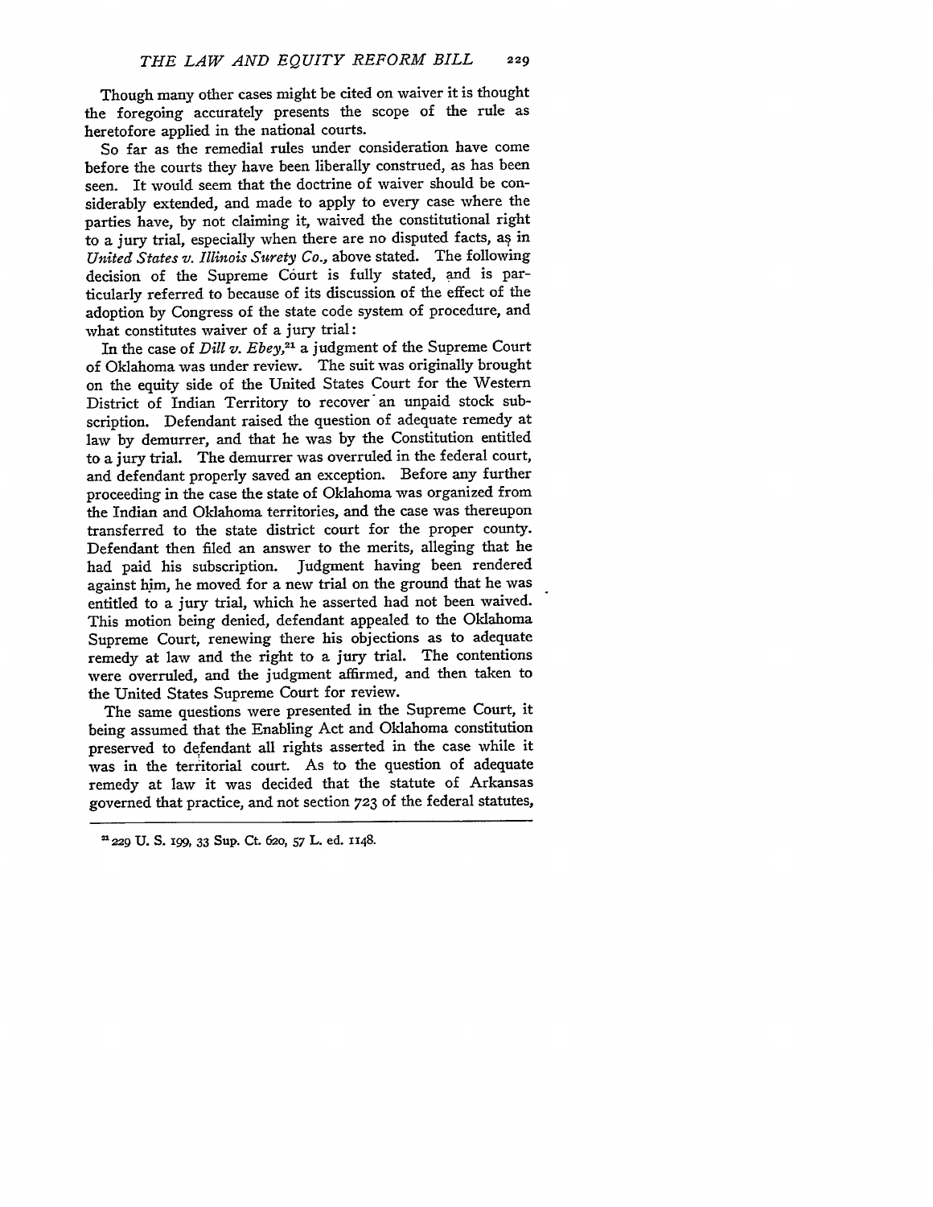Though many other cases might be cited on waiver it is thought the foregoing accurately presents the scope of the rule as heretofore applied in the national courts.

So far as the remedial rules under consideration have come before the courts they have been liberally construed, as has been seen. It would seem that the doctrine of waiver should be considerably extended, and made to apply to every case where the parties have, by not claiming it, waived the constitutional right to a jury trial, especially when there are no disputed facts, as in *United States v. Illinois Surety Co.*, above stated. The following decision of the Supreme Court is fully stated, and is particularly referred to because of its discussion of the effect of the adoption by Congress of the state code system of procedure, and what constitutes waiver of a jury trial:

In the case of *Dill v. Ebey*,[21] a judgment of the Supreme Court of Oklahoma was under review. The suit was originally brought on the equity side of the United States Court for the Western District of Indian Territory to recover an unpaid stock subscription. Defendant raised the question of adequate remedy at law by demurrer, and that he was by the Constitution entitled to a jury trial. The demurrer was overruled in the federal court, and defendant properly saved an exception. Before any further proceeding in the case the state of Oklahoma was organized from the Indian and Oklahoma territories, and the case was thereupon transferred to the state district court for the proper county. Defendant then filed an answer to the merits, alleging that he had paid his subscription. Judgment having been rendered against him, he moved for a new trial on the ground that he was entitled to a jury trial, which he asserted had not been waived. This motion being denied, defendant appealed to the Oklahoma Supreme Court, renewing there his objections as to adequate remedy at law and the right to a jury trial. The contentions were overruled, and the judgment affirmed, and then taken to the United States Supreme Court for review.

The same questions were presented in the Supreme Court, it being assumed that the Enabling Act and Oklahoma constitution preserved to defendant all rights asserted in the case while it was in the territorial court. As to the question of adequate remedy at law it was decided that the statute of Arkansas governed that practice, and not section 723 of the federal statutes,

[21] 229 U. S. 199, 33 Sup. Ct. 620, 57 L. ed. 1148.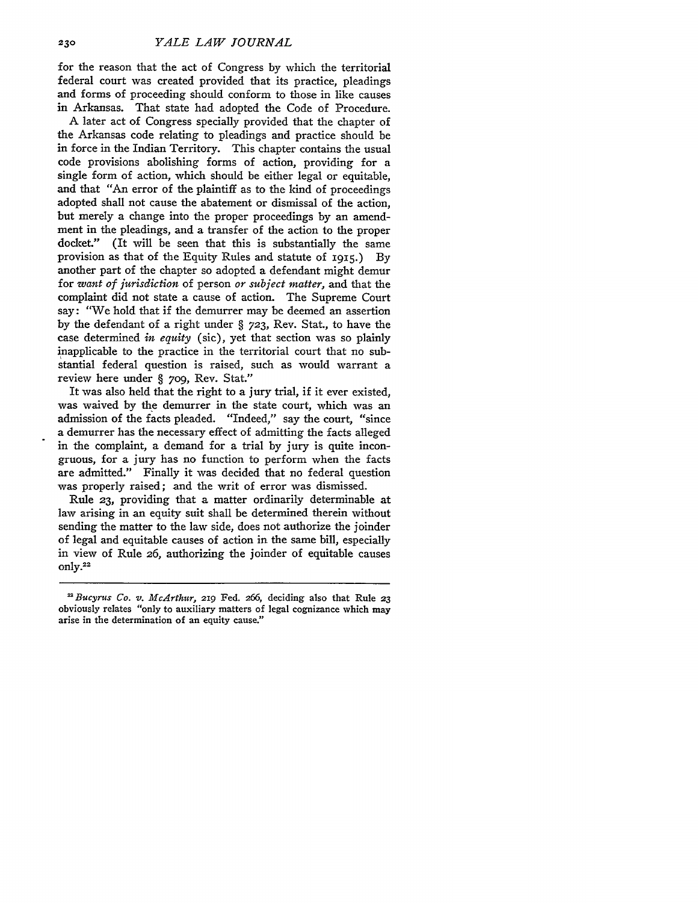for the reason that the act of Congress by which the territorial federal court was created provided that its practice, pleadings and forms of proceeding should conform to those in like causes in Arkansas. That state had adopted the Code of Procedure.

A later act of Congress specially provided that the chapter of the Arkansas code relating to pleadings and practice should be in force in the Indian Territory. This chapter contains the usual code provisions abolishing forms of action, providing for a single form of action, which should be either legal or equitable, and that "An error of the plaintiff as to the kind of proceedings adopted shall not cause the abatement or dismissal of the action, but merely a change into the proper proceedings by an amendment in the pleadings, and a transfer of the action to the proper docket." (It will be seen that this is substantially the same provision as that of the Equity Rules and statute of 1915.) By another part of the chapter so adopted a defendant might demur for *want of jurisdiction* of person *or subject matter,* and that the complaint did not state a cause of action. The Supreme Court say: "We hold that if the demurrer may be deemed an assertion by the defendant of a right under § 723, Rev. Stat., to have the case determined *in equity* (sic), yet that section was so plainly inapplicable to the practice in the territorial court that no substantial federal question is raised, such as would warrant a review here under § 709, Rev. Stat."

It was also held that the right to a jury trial, if it ever existed, was waived by the demurrer in the state court, which was an admission of the facts pleaded. "Indeed," say the court, "since a demurrer has the necessary effect of admitting the facts alleged in the complaint, a demand for a trial by jury is quite incongruous, for a jury has no function to perform when the facts are admitted." Finally it was decided that no federal question was properly raised; and the writ of error was dismissed.

Rule 23, providing that a matter ordinarily determinable at law arising in an equity suit shall be determined therein without sending the matter to the law side, does not authorize the joinder of legal and equitable causes of action in the same bill, especially in view of Rule 26, authorizing the joinder of equitable causes only.[22]

---

[22] *Bucyrus Co. v. McArthur,* 219 Fed. 266, deciding also that Rule 23 obviously relates "only to auxiliary matters of legal cognizance which may arise in the determination of an equity cause."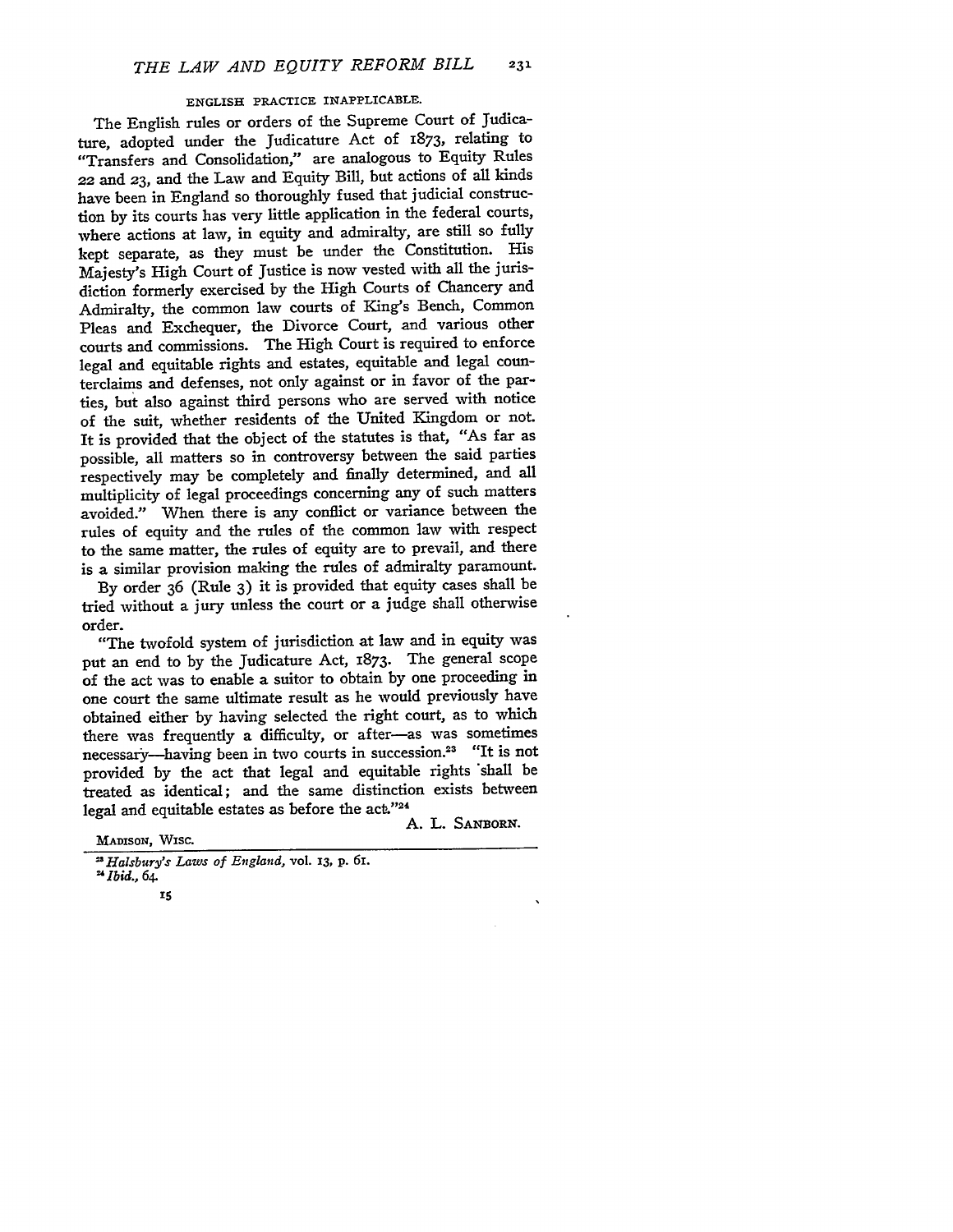#### ENGLISH PRACTICE INAPPLICABLE.

The English rules or orders of the Supreme Court of Judicature, adopted under the Judicature Act of 1873, relating to "Transfers and Consolidation," are analogous to Equity Rules 22 and 23, and the Law and Equity Bill, but actions of all kinds have been in England so thoroughly fused that judicial construction by its courts has very little application in the federal courts, where actions at law, in equity and admiralty, are still so fully kept separate, as they must be under the Constitution. His Majesty's High Court of Justice is now vested with all the jurisdiction formerly exercised by the High Courts of Chancery and Admiralty, the common law courts of King's Bench, Common Pleas and Exchequer, the Divorce Court, and various other courts and commissions. The High Court is required to enforce legal and equitable rights and estates, equitable and legal counterclaims and defenses, not only against or in favor of the parties, but also against third persons who are served with notice of the suit, whether residents of the United Kingdom or not. It is provided that the object of the statutes is that, "As far as possible, all matters so in controversy between the said parties respectively may be completely and finally determined, and all multiplicity of legal proceedings concerning any of such matters avoided." When there is any conflict or variance between the rules of equity and the rules of the common law with respect to the same matter, the rules of equity are to prevail, and there is a similar provision making the rules of admiralty paramount.

By order 36 (Rule 3) it is provided that equity cases shall be tried without a jury unless the court or a judge shall otherwise order.

"The twofold system of jurisdiction at law and in equity was put an end to by the Judicature Act, 1873. The general scope of the act was to enable a suitor to obtain by one proceeding in one court the same ultimate result as he would previously have obtained either by having selected the right court, as to which there was frequently a difficulty, or after—as was sometimes necessary—having been in two courts in succession.[23] "It is not provided by the act that legal and equitable rights shall be treated as identical; and the same distinction exists between legal and equitable estates as before the act."[24]

A. L. SANBORN.

MADISON, WISC.

---

[23] *Halsbury's Laws of England*, vol. 13, p. 61.

[24] *Ibid.*, 64.